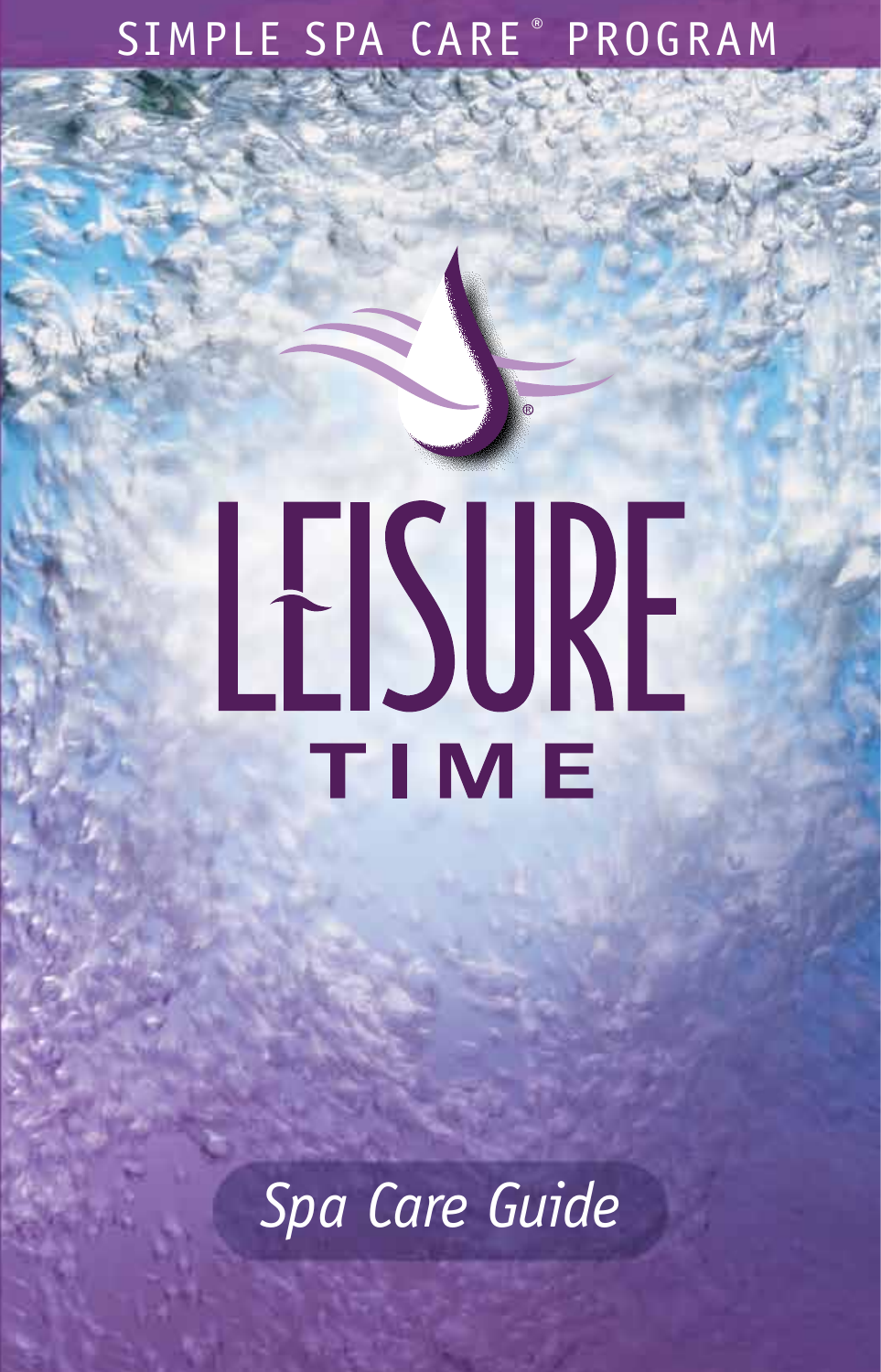SIMPLE SPA CARE® PROGRAM

# LEISURE TIME

## Spa Care Guide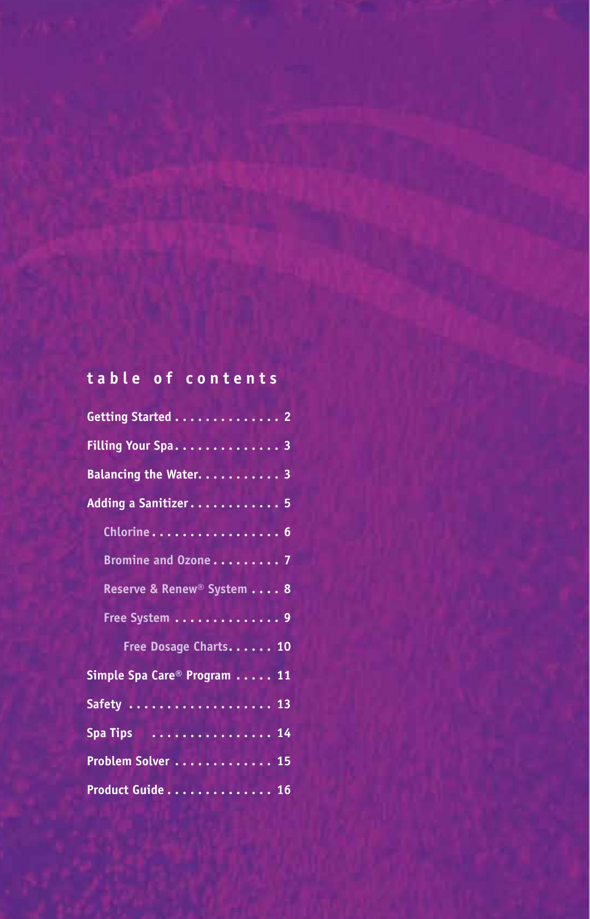## table of contents

- Getting Started . . . . . . . . . . . . . . 2
- Filling Your Spa. . . . . . . . . . . . . . 3
- Balancing the Water. . . . . . . . . . . 3
- Adding a Sanitizer . . . . . . . . . . . . 5
  - Chlorine . . . . . . . . . . . . . . . . . 6
  - Bromine and Ozone . . . . . . . . . 7
  - Reserve & Renew® System . . . . 8
  - Free System . . . . . . . . . . . . . . 9
    - Free Dosage Charts. . . . . . 10
- Simple Spa Care® Program . . . . . 11
- Safety . . . . . . . . . . . . . . . . . . . 13
- Spa Tips . . . . . . . . . . . . . . . . 14
- Problem Solver . . . . . . . . . . . . 15
- Product Guide . . . . . . . . . . . . . 16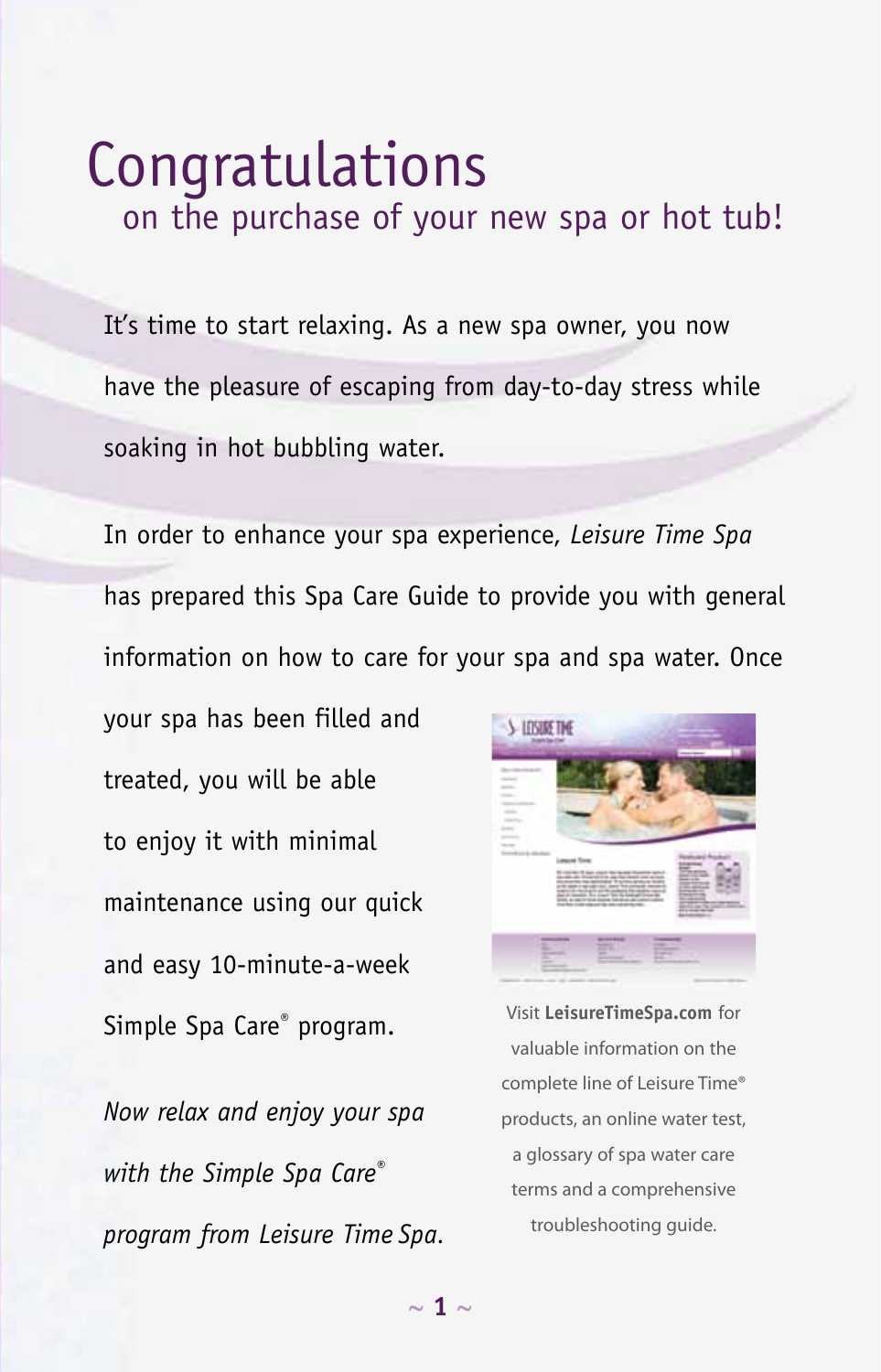# Congratulations

## on the purchase of your new spa or hot tub!

It's time to start relaxing. As a new spa owner, you now have the pleasure of escaping from day-to-day stress while soaking in hot bubbling water.

In order to enhance your spa experience, *Leisure Time Spa* has prepared this Spa Care Guide to provide you with general information on how to care for your spa and spa water. Once your spa has been filled and treated, you will be able to enjoy it with minimal maintenance using our quick and easy 10-minute-a-week Simple Spa Care® program.

*Now relax and enjoy your spa with the Simple Spa Care® program from Leisure Time Spa.*

Visit **LeisureTimeSpa.com** for valuable information on the complete line of Leisure Time® products, an online water test, a glossary of spa water care terms and a comprehensive troubleshooting guide.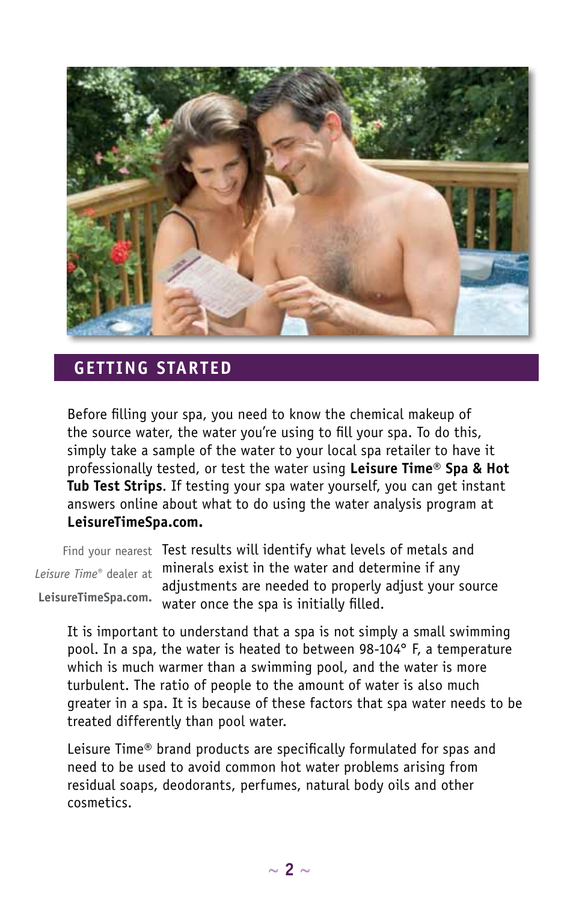## GETTING STARTED

Before filling your spa, you need to know the chemical makeup of the source water, the water you're using to fill your spa. To do this, simply take a sample of the water to your local spa retailer to have it professionally tested, or test the water using **Leisure Time® Spa & Hot Tub Test Strips**. If testing your spa water yourself, you can get instant answers online about what to do using the water analysis program at **LeisureTimeSpa.com.**

Find your nearest *Leisure Time®* dealer at **LeisureTimeSpa.com.**

Test results will identify what levels of metals and minerals exist in the water and determine if any adjustments are needed to properly adjust your source water once the spa is initially filled.

It is important to understand that a spa is not simply a small swimming pool. In a spa, the water is heated to between 98-104° F, a temperature which is much warmer than a swimming pool, and the water is more turbulent. The ratio of people to the amount of water is also much greater in a spa. It is because of these factors that spa water needs to be treated differently than pool water.

Leisure Time® brand products are specifically formulated for spas and need to be used to avoid common hot water problems arising from residual soaps, deodorants, perfumes, natural body oils and other cosmetics.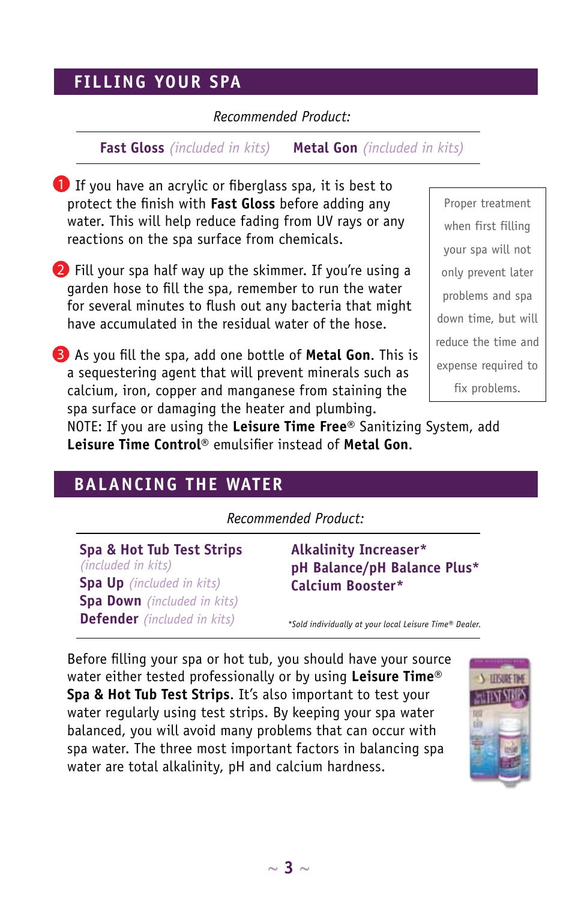## FILLING YOUR SPA

*Recommended Product:*

**Fast Gloss** *(included in kits)* **Metal Gon** *(included in kits)*

1. If you have an acrylic or fiberglass spa, it is best to protect the finish with **Fast Gloss** before adding any water. This will help reduce fading from UV rays or any reactions on the spa surface from chemicals.

2. Fill your spa half way up the skimmer. If you're using a garden hose to fill the spa, remember to run the water for several minutes to flush out any bacteria that might have accumulated in the residual water of the hose.

3. As you fill the spa, add one bottle of **Metal Gon**. This is a sequestering agent that will prevent minerals such as calcium, iron, copper and manganese from staining the spa surface or damaging the heater and plumbing.

NOTE: If you are using the **Leisure Time Free**® Sanitizing System, add **Leisure Time Control**® emulsifier instead of **Metal Gon**.

> Proper treatment when first filling your spa will not only prevent later problems and spa down time, but will reduce the time and expense required to fix problems.

## BALANCING THE WATER

*Recommended Product:*

**Spa & Hot Tub Test Strips** *(included in kits)*
**Spa Up** *(included in kits)*
**Spa Down** *(included in kits)*
**Defender** *(included in kits)*

**Alkalinity Increaser***
**pH Balance/pH Balance Plus***
**Calcium Booster***

*\*Sold individually at your local Leisure Time® Dealer.*

Before filling your spa or hot tub, you should have your source water either tested professionally or by using **Leisure Time**® **Spa & Hot Tub Test Strips**. It's also important to test your water regularly using test strips. By keeping your spa water balanced, you will avoid many problems that can occur with spa water. The three most important factors in balancing spa water are total alkalinity, pH and calcium hardness.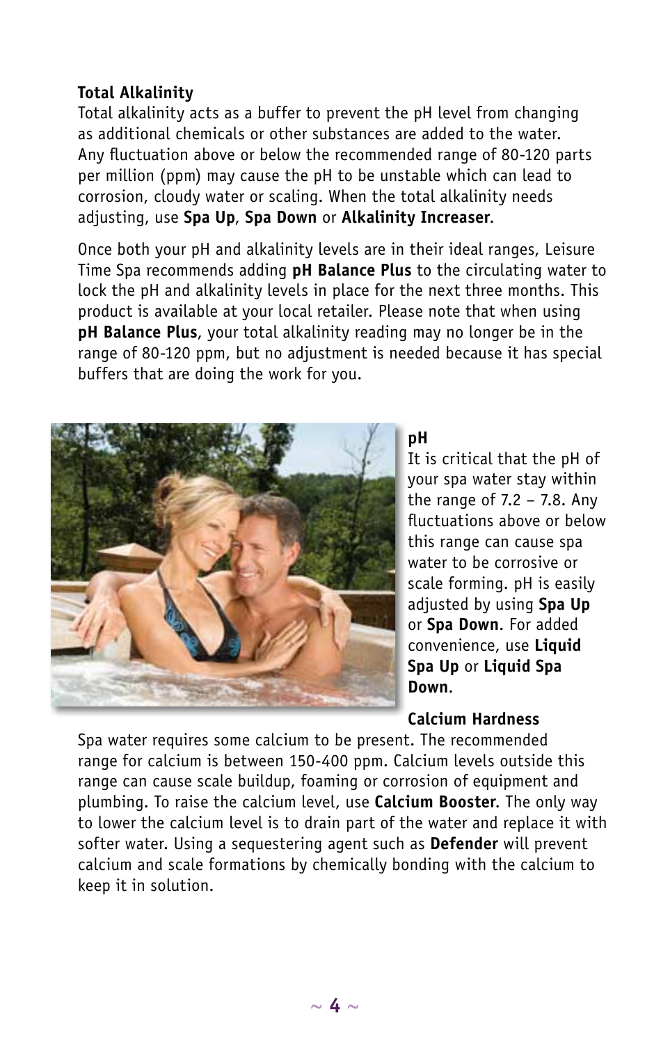**Total Alkalinity**

Total alkalinity acts as a buffer to prevent the pH level from changing as additional chemicals or other substances are added to the water. Any fluctuation above or below the recommended range of 80-120 parts per million (ppm) may cause the pH to be unstable which can lead to corrosion, cloudy water or scaling. When the total alkalinity needs adjusting, use **Spa Up**, **Spa Down** or **Alkalinity Increaser**.

Once both your pH and alkalinity levels are in their ideal ranges, Leisure Time Spa recommends adding **pH Balance Plus** to the circulating water to lock the pH and alkalinity levels in place for the next three months. This product is available at your local retailer. Please note that when using **pH Balance Plus**, your total alkalinity reading may no longer be in the range of 80-120 ppm, but no adjustment is needed because it has special buffers that are doing the work for you.

**pH**

It is critical that the pH of your spa water stay within the range of 7.2 – 7.8. Any fluctuations above or below this range can cause spa water to be corrosive or scale forming. pH is easily adjusted by using **Spa Up** or **Spa Down**. For added convenience, use **Liquid Spa Up** or **Liquid Spa Down**.

**Calcium Hardness**

Spa water requires some calcium to be present. The recommended range for calcium is between 150-400 ppm. Calcium levels outside this range can cause scale buildup, foaming or corrosion of equipment and plumbing. To raise the calcium level, use **Calcium Booster**. The only way to lower the calcium level is to drain part of the water and replace it with softer water. Using a sequestering agent such as **Defender** will prevent calcium and scale formations by chemically bonding with the calcium to keep it in solution.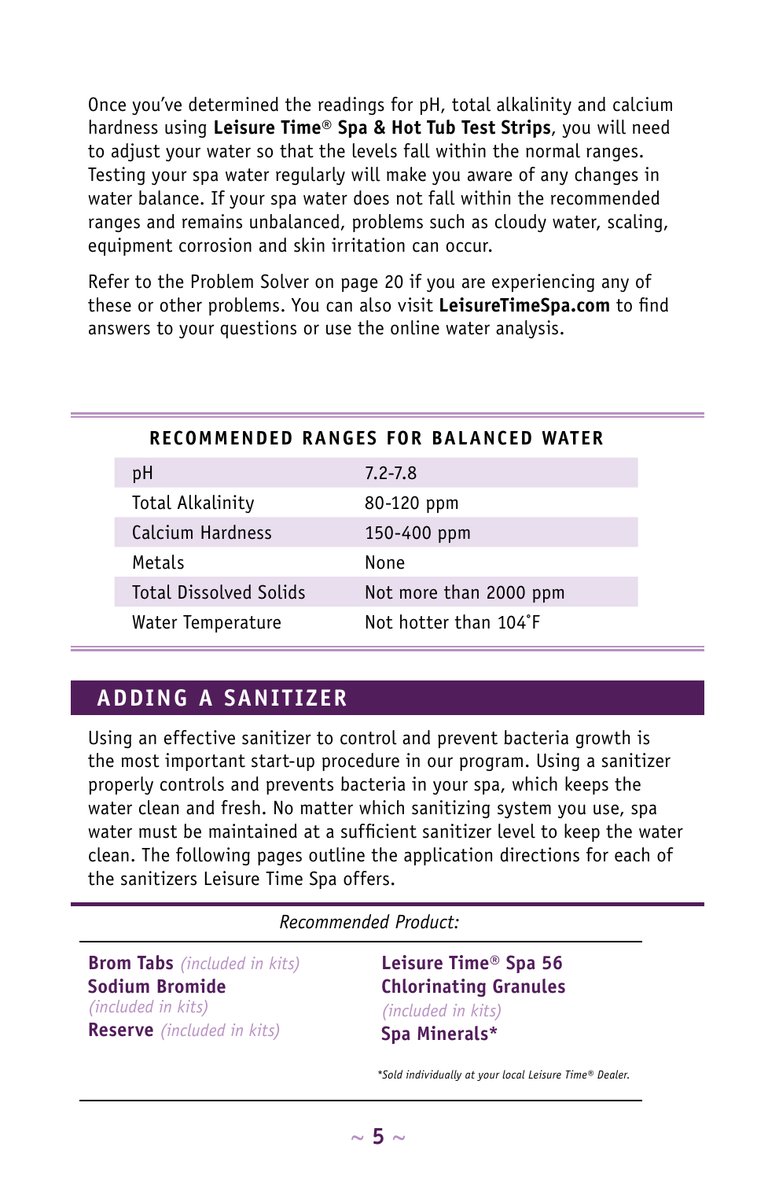Once you've determined the readings for pH, total alkalinity and calcium hardness using **Leisure Time® Spa & Hot Tub Test Strips**, you will need to adjust your water so that the levels fall within the normal ranges. Testing your spa water regularly will make you aware of any changes in water balance. If your spa water does not fall within the recommended ranges and remains unbalanced, problems such as cloudy water, scaling, equipment corrosion and skin irritation can occur.

Refer to the Problem Solver on page 20 if you are experiencing any of these or other problems. You can also visit **LeisureTimeSpa.com** to find answers to your questions or use the online water analysis.

**RECOMMENDED RANGES FOR BALANCED WATER**

| | |
|---|---|
| pH | 7.2-7.8 |
| Total Alkalinity | 80-120 ppm |
| Calcium Hardness | 150-400 ppm |
| Metals | None |
| Total Dissolved Solids | Not more than 2000 ppm |
| Water Temperature | Not hotter than 104˚F |

## ADDING A SANITIZER

Using an effective sanitizer to control and prevent bacteria growth is the most important start-up procedure in our program. Using a sanitizer properly controls and prevents bacteria in your spa, which keeps the water clean and fresh. No matter which sanitizing system you use, spa water must be maintained at a sufficient sanitizer level to keep the water clean. The following pages outline the application directions for each of the sanitizers Leisure Time Spa offers.

*Recommended Product:*

**Brom Tabs** *(included in kits)*
**Sodium Bromide** *(included in kits)*
**Reserve** *(included in kits)*

**Leisure Time® Spa 56 Chlorinating Granules** *(included in kits)*
**Spa Minerals***

*Sold individually at your local Leisure Time® Dealer.*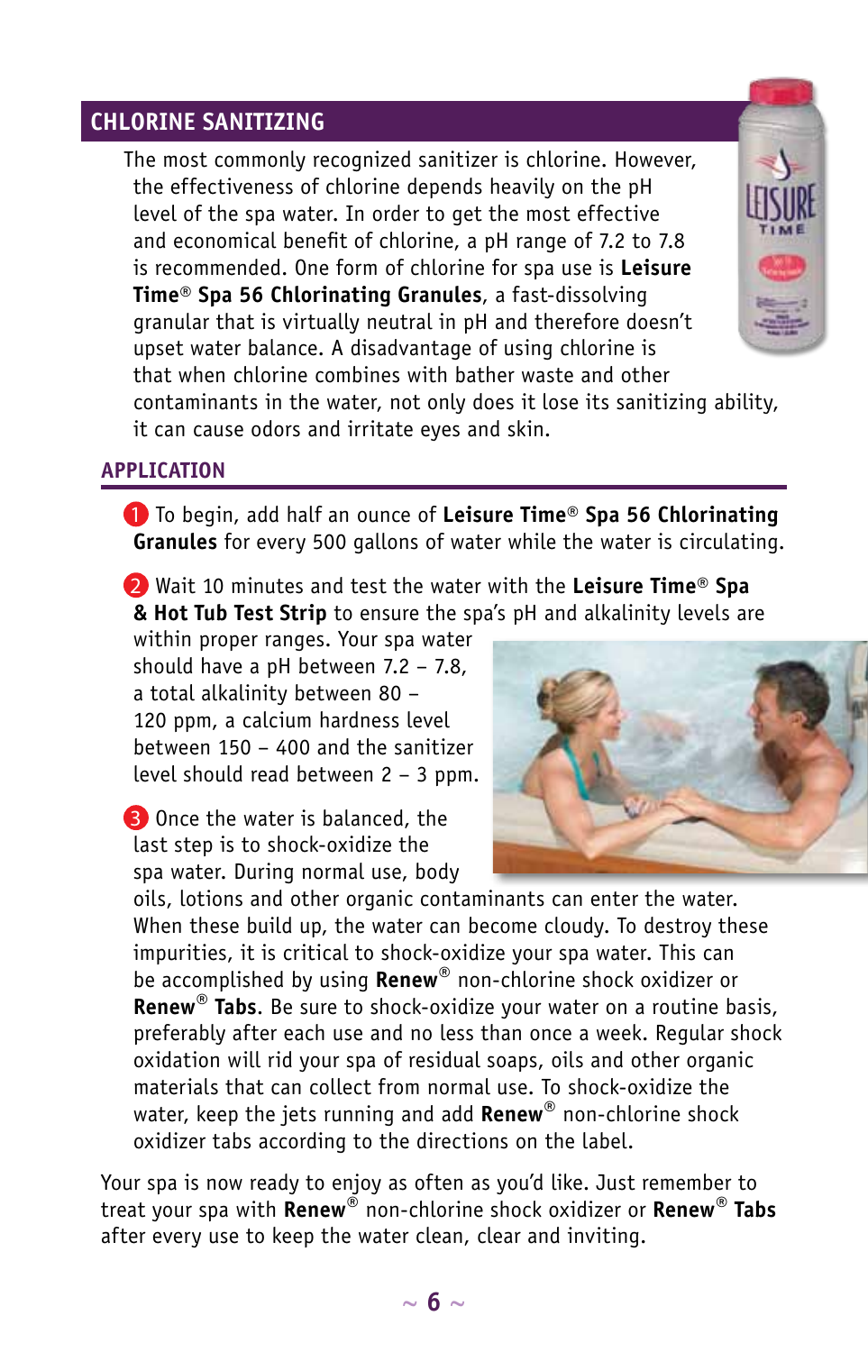## CHLORINE SANITIZING

The most commonly recognized sanitizer is chlorine. However, the effectiveness of chlorine depends heavily on the pH level of the spa water. In order to get the most effective and economical benefit of chlorine, a pH range of 7.2 to 7.8 is recommended. One form of chlorine for spa use is **Leisure Time® Spa 56 Chlorinating Granules**, a fast-dissolving granular that is virtually neutral in pH and therefore doesn't upset water balance. A disadvantage of using chlorine is that when chlorine combines with bather waste and other contaminants in the water, not only does it lose its sanitizing ability, it can cause odors and irritate eyes and skin.

### APPLICATION

1. To begin, add half an ounce of **Leisure Time® Spa 56 Chlorinating Granules** for every 500 gallons of water while the water is circulating.

2. Wait 10 minutes and test the water with the **Leisure Time® Spa & Hot Tub Test Strip** to ensure the spa's pH and alkalinity levels are within proper ranges. Your spa water should have a pH between 7.2 – 7.8, a total alkalinity between 80 – 120 ppm, a calcium hardness level between 150 – 400 and the sanitizer level should read between 2 – 3 ppm.

3. Once the water is balanced, the last step is to shock-oxidize the spa water. During normal use, body oils, lotions and other organic contaminants can enter the water. When these build up, the water can become cloudy. To destroy these impurities, it is critical to shock-oxidize your spa water. This can be accomplished by using **Renew®** non-chlorine shock oxidizer or **Renew® Tabs**. Be sure to shock-oxidize your water on a routine basis, preferably after each use and no less than once a week. Regular shock oxidation will rid your spa of residual soaps, oils and other organic materials that can collect from normal use. To shock-oxidize the water, keep the jets running and add **Renew®** non-chlorine shock oxidizer tabs according to the directions on the label.

Your spa is now ready to enjoy as often as you'd like. Just remember to treat your spa with **Renew®** non-chlorine shock oxidizer or **Renew® Tabs** after every use to keep the water clean, clear and inviting.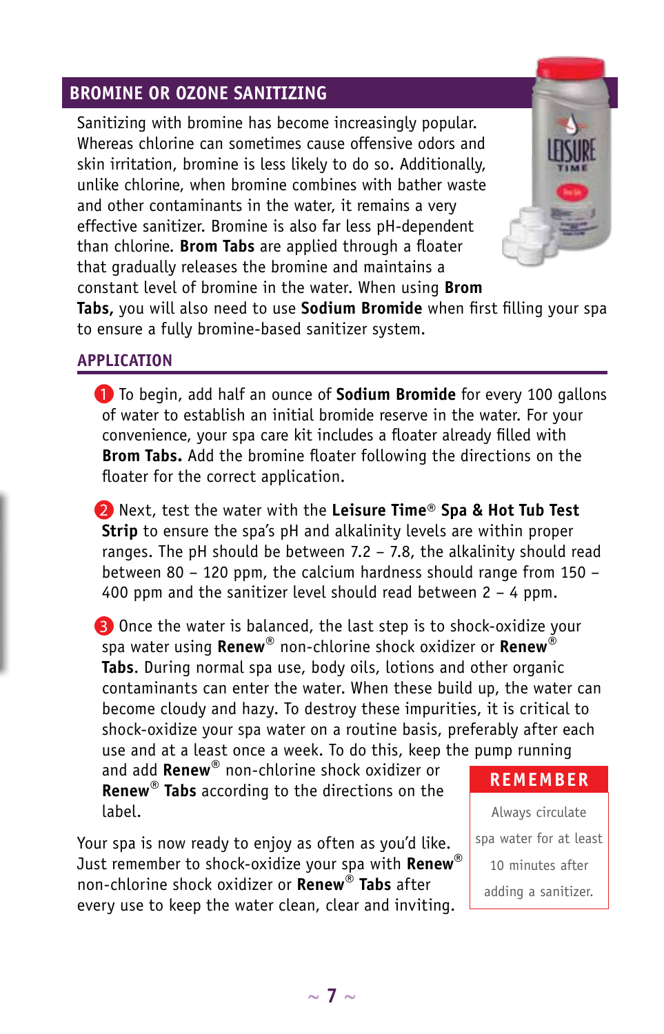## BROMINE OR OZONE SANITIZING

Sanitizing with bromine has become increasingly popular. Whereas chlorine can sometimes cause offensive odors and skin irritation, bromine is less likely to do so. Additionally, unlike chlorine, when bromine combines with bather waste and other contaminants in the water, it remains a very effective sanitizer. Bromine is also far less pH-dependent than chlorine. **Brom Tabs** are applied through a floater that gradually releases the bromine and maintains a constant level of bromine in the water. When using **Brom Tabs,** you will also need to use **Sodium Bromide** when first filling your spa to ensure a fully bromine-based sanitizer system.

### APPLICATION

1. To begin, add half an ounce of **Sodium Bromide** for every 100 gallons of water to establish an initial bromide reserve in the water. For your convenience, your spa care kit includes a floater already filled with **Brom Tabs.** Add the bromine floater following the directions on the floater for the correct application.

2. Next, test the water with the **Leisure Time® Spa & Hot Tub Test Strip** to ensure the spa's pH and alkalinity levels are within proper ranges. The pH should be between 7.2 – 7.8, the alkalinity should read between 80 – 120 ppm, the calcium hardness should range from 150 – 400 ppm and the sanitizer level should read between 2 – 4 ppm.

3. Once the water is balanced, the last step is to shock-oxidize your spa water using **Renew®** non-chlorine shock oxidizer or **Renew® Tabs**. During normal spa use, body oils, lotions and other organic contaminants can enter the water. When these build up, the water can become cloudy and hazy. To destroy these impurities, it is critical to shock-oxidize your spa water on a routine basis, preferably after each use and at a least once a week. To do this, keep the pump running and add **Renew®** non-chlorine shock oxidizer or **Renew® Tabs** according to the directions on the label.

Your spa is now ready to enjoy as often as you'd like. Just remember to shock-oxidize your spa with **Renew®** non-chlorine shock oxidizer or **Renew® Tabs** after every use to keep the water clean, clear and inviting.

**REMEMBER**

Always circulate spa water for at least 10 minutes after adding a sanitizer.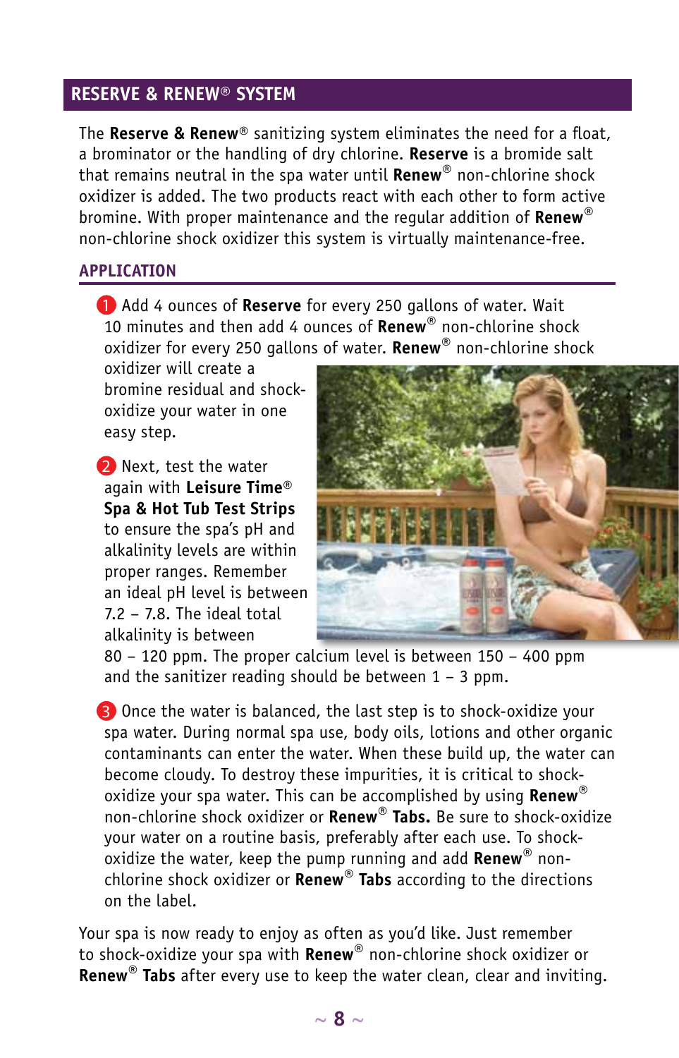## RESERVE & RENEW® SYSTEM

The **Reserve & Renew**® sanitizing system eliminates the need for a float, a brominator or the handling of dry chlorine. **Reserve** is a bromide salt that remains neutral in the spa water until **Renew**® non-chlorine shock oxidizer is added. The two products react with each other to form active bromine. With proper maintenance and the regular addition of **Renew**® non-chlorine shock oxidizer this system is virtually maintenance-free.

### APPLICATION

1. Add 4 ounces of **Reserve** for every 250 gallons of water. Wait 10 minutes and then add 4 ounces of **Renew**® non-chlorine shock oxidizer for every 250 gallons of water. **Renew**® non-chlorine shock oxidizer will create a bromine residual and shock-oxidize your water in one easy step.

2. Next, test the water again with **Leisure Time**® **Spa & Hot Tub Test Strips** to ensure the spa's pH and alkalinity levels are within proper ranges. Remember an ideal pH level is between 7.2 – 7.8. The ideal total alkalinity is between 80 – 120 ppm. The proper calcium level is between 150 – 400 ppm and the sanitizer reading should be between 1 – 3 ppm.

3. Once the water is balanced, the last step is to shock-oxidize your spa water. During normal spa use, body oils, lotions and other organic contaminants can enter the water. When these build up, the water can become cloudy. To destroy these impurities, it is critical to shock-oxidize your spa water. This can be accomplished by using **Renew**® non-chlorine shock oxidizer or **Renew**® **Tabs.** Be sure to shock-oxidize your water on a routine basis, preferably after each use. To shock-oxidize the water, keep the pump running and add **Renew**® non-chlorine shock oxidizer or **Renew**® **Tabs** according to the directions on the label.

Your spa is now ready to enjoy as often as you'd like. Just remember to shock-oxidize your spa with **Renew**® non-chlorine shock oxidizer or **Renew**® **Tabs** after every use to keep the water clean, clear and inviting.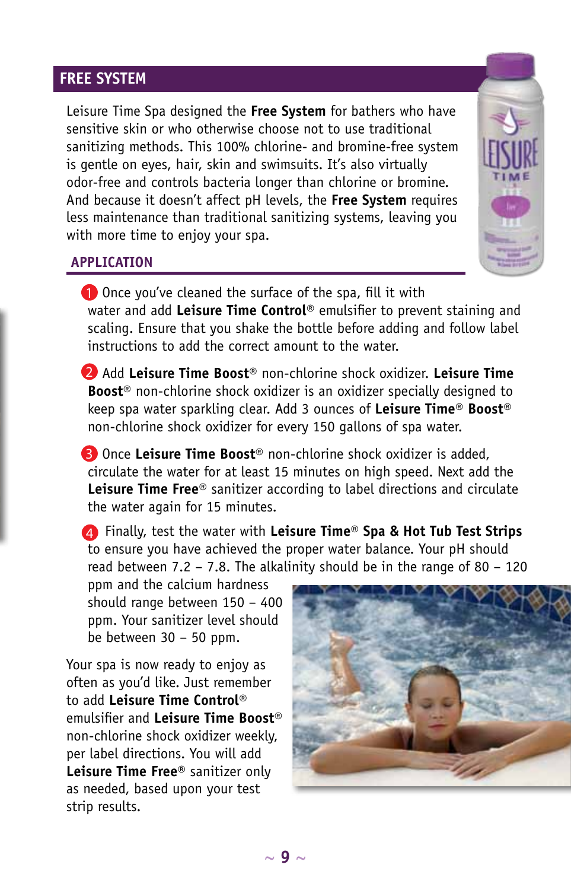## FREE SYSTEM

Leisure Time Spa designed the **Free System** for bathers who have sensitive skin or who otherwise choose not to use traditional sanitizing methods. This 100% chlorine- and bromine-free system is gentle on eyes, hair, skin and swimsuits. It's also virtually odor-free and controls bacteria longer than chlorine or bromine. And because it doesn't affect pH levels, the **Free System** requires less maintenance than traditional sanitizing systems, leaving you with more time to enjoy your spa.

### APPLICATION

1. Once you've cleaned the surface of the spa, fill it with water and add **Leisure Time Control**® emulsifier to prevent staining and scaling. Ensure that you shake the bottle before adding and follow label instructions to add the correct amount to the water.

2. Add **Leisure Time Boost**® non-chlorine shock oxidizer. **Leisure Time Boost**® non-chlorine shock oxidizer is an oxidizer specially designed to keep spa water sparkling clear. Add 3 ounces of **Leisure Time**® **Boost**® non-chlorine shock oxidizer for every 150 gallons of spa water.

3. Once **Leisure Time Boost**® non-chlorine shock oxidizer is added, circulate the water for at least 15 minutes on high speed. Next add the **Leisure Time Free**® sanitizer according to label directions and circulate the water again for 15 minutes.

4. Finally, test the water with **Leisure Time**® **Spa & Hot Tub Test Strips** to ensure you have achieved the proper water balance. Your pH should read between 7.2 – 7.8. The alkalinity should be in the range of 80 – 120 ppm and the calcium hardness should range between 150 – 400 ppm. Your sanitizer level should be between 30 – 50 ppm.

Your spa is now ready to enjoy as often as you'd like. Just remember to add **Leisure Time Control**® emulsifier and **Leisure Time Boost**® non-chlorine shock oxidizer weekly, per label directions. You will add **Leisure Time Free**® sanitizer only as needed, based upon your test strip results.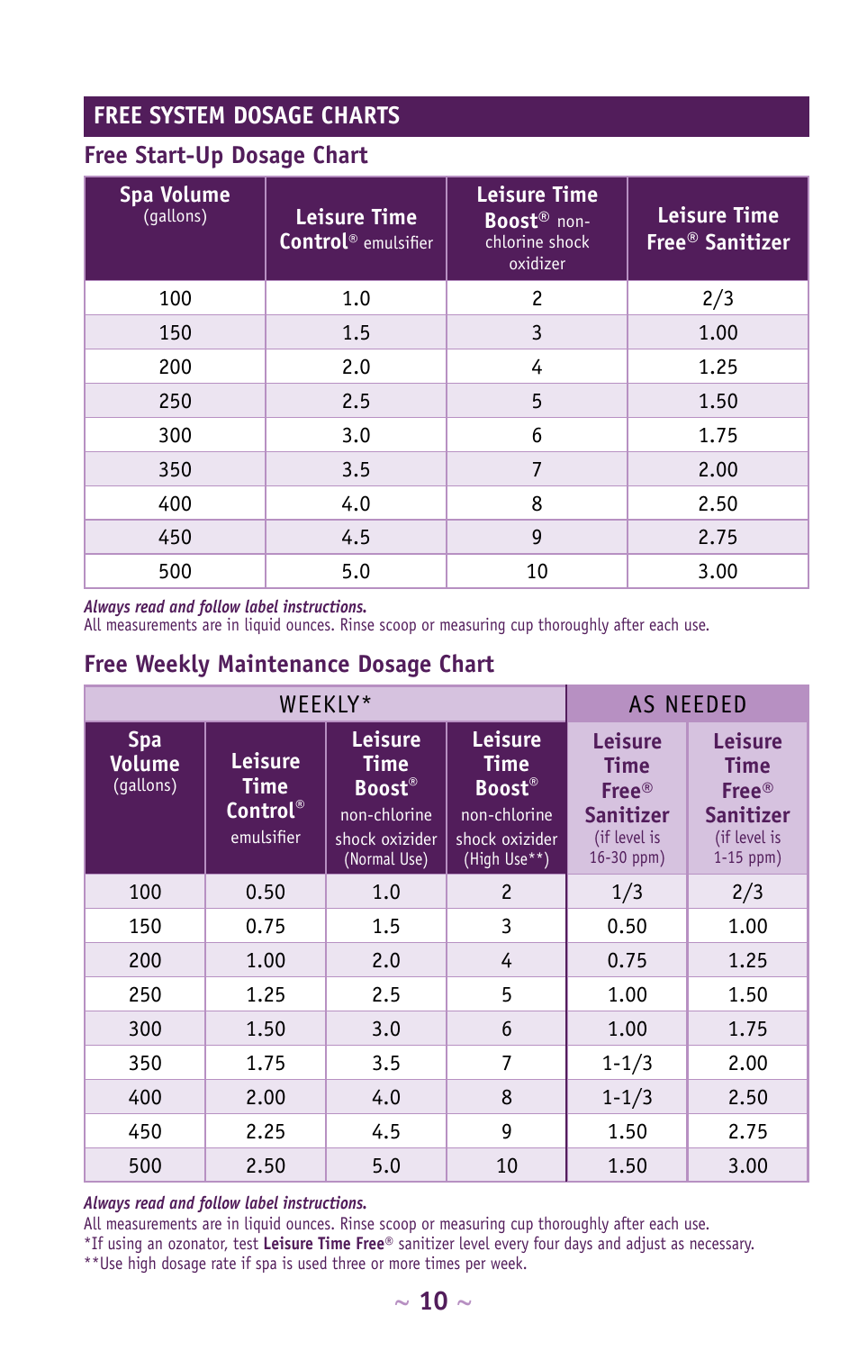## FREE SYSTEM DOSAGE CHARTS

### Free Start-Up Dosage Chart

| Spa Volume (gallons) | Leisure Time Control® emulsifier | Leisure Time Boost® non-chlorine shock oxidizer | Leisure Time Free® Sanitizer |
|---|---|---|---|
| 100 | 1.0 | 2 | 2/3 |
| 150 | 1.5 | 3 | 1.00 |
| 200 | 2.0 | 4 | 1.25 |
| 250 | 2.5 | 5 | 1.50 |
| 300 | 3.0 | 6 | 1.75 |
| 350 | 3.5 | 7 | 2.00 |
| 400 | 4.0 | 8 | 2.50 |
| 450 | 4.5 | 9 | 2.75 |
| 500 | 5.0 | 10 | 3.00 |

*Always read and follow label instructions.*
All measurements are in liquid ounces. Rinse scoop or measuring cup thoroughly after each use.

### Free Weekly Maintenance Dosage Chart

| WEEKLY* | | | | AS NEEDED | |
|---|---|---|---|---|---|
| Spa Volume (gallons) | Leisure Time Control® emulsifier | Leisure Time Boost® non-chlorine shock oxizider (Normal Use) | Leisure Time Boost® non-chlorine shock oxizider (High Use**) | Leisure Time Free® Sanitizer (if level is 16-30 ppm) | Leisure Time Free® Sanitizer (if level is 1-15 ppm) |
| 100 | 0.50 | 1.0 | 2 | 1/3 | 2/3 |
| 150 | 0.75 | 1.5 | 3 | 0.50 | 1.00 |
| 200 | 1.00 | 2.0 | 4 | 0.75 | 1.25 |
| 250 | 1.25 | 2.5 | 5 | 1.00 | 1.50 |
| 300 | 1.50 | 3.0 | 6 | 1.00 | 1.75 |
| 350 | 1.75 | 3.5 | 7 | 1-1/3 | 2.00 |
| 400 | 2.00 | 4.0 | 8 | 1-1/3 | 2.50 |
| 450 | 2.25 | 4.5 | 9 | 1.50 | 2.75 |
| 500 | 2.50 | 5.0 | 10 | 1.50 | 3.00 |

*Always read and follow label instructions.*
All measurements are in liquid ounces. Rinse scoop or measuring cup thoroughly after each use.
*If using an ozonator, test **Leisure Time Free**® sanitizer level every four days and adjust as necessary.
**Use high dosage rate if spa is used three or more times per week.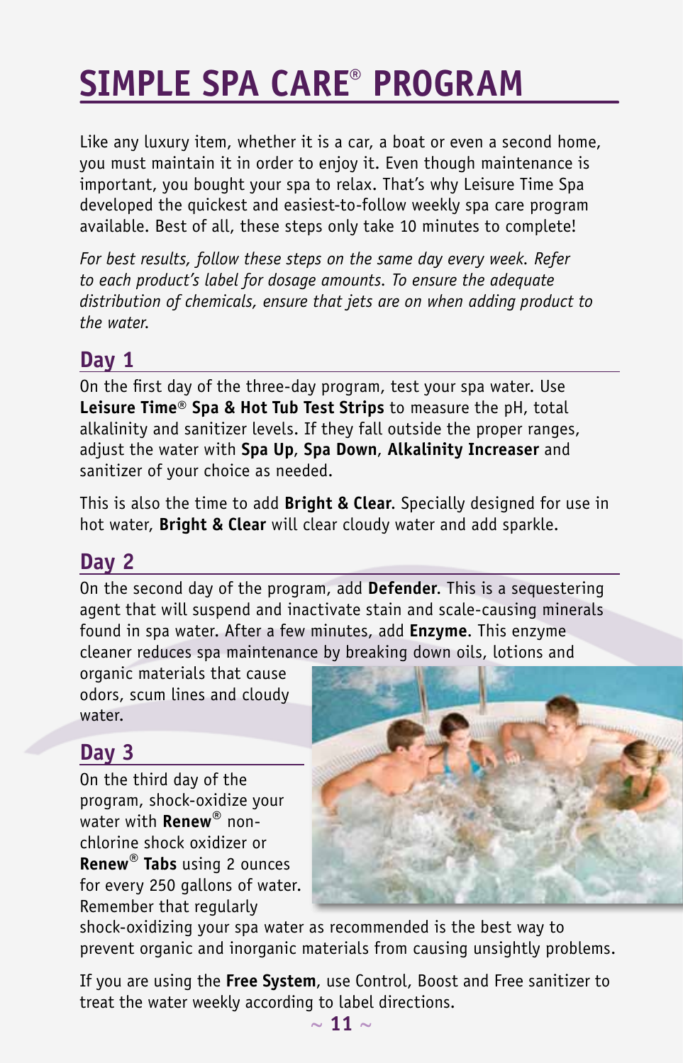# SIMPLE SPA CARE® PROGRAM

Like any luxury item, whether it is a car, a boat or even a second home, you must maintain it in order to enjoy it. Even though maintenance is important, you bought your spa to relax. That's why Leisure Time Spa developed the quickest and easiest-to-follow weekly spa care program available. Best of all, these steps only take 10 minutes to complete!

*For best results, follow these steps on the same day every week. Refer to each product's label for dosage amounts. To ensure the adequate distribution of chemicals, ensure that jets are on when adding product to the water.*

## Day 1

On the first day of the three-day program, test your spa water. Use **Leisure Time® Spa & Hot Tub Test Strips** to measure the pH, total alkalinity and sanitizer levels. If they fall outside the proper ranges, adjust the water with **Spa Up**, **Spa Down**, **Alkalinity Increaser** and sanitizer of your choice as needed.

This is also the time to add **Bright & Clear**. Specially designed for use in hot water, **Bright & Clear** will clear cloudy water and add sparkle.

## Day 2

On the second day of the program, add **Defender.** This is a sequestering agent that will suspend and inactivate stain and scale-causing minerals found in spa water. After a few minutes, add **Enzyme**. This enzyme cleaner reduces spa maintenance by breaking down oils, lotions and organic materials that cause odors, scum lines and cloudy water.

## Day 3

On the third day of the program, shock-oxidize your water with **Renew®** non-chlorine shock oxidizer or **Renew® Tabs** using 2 ounces for every 250 gallons of water. Remember that regularly shock-oxidizing your spa water as recommended is the best way to prevent organic and inorganic materials from causing unsightly problems.

If you are using the **Free System**, use Control, Boost and Free sanitizer to treat the water weekly according to label directions.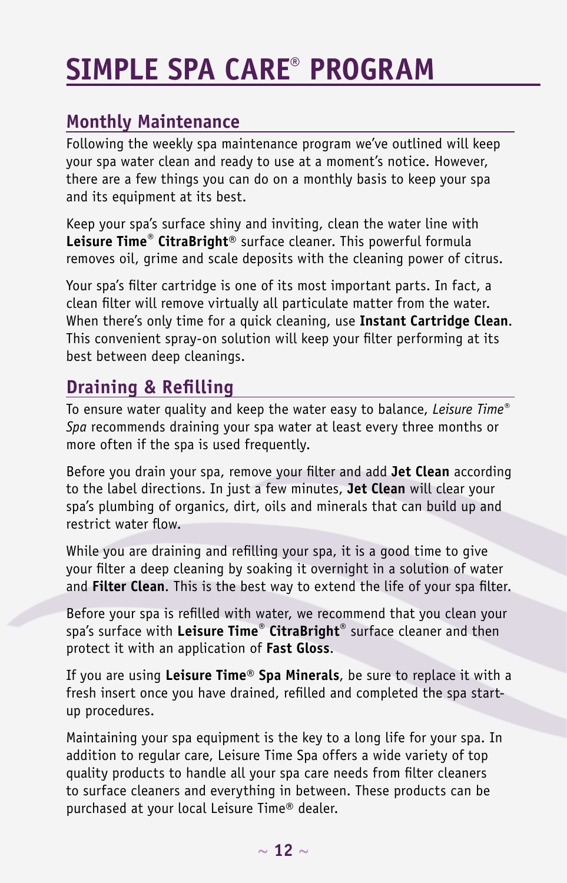# SIMPLE SPA CARE® PROGRAM

## Monthly Maintenance

Following the weekly spa maintenance program we've outlined will keep your spa water clean and ready to use at a moment's notice. However, there are a few things you can do on a monthly basis to keep your spa and its equipment at its best.

Keep your spa's surface shiny and inviting, clean the water line with **Leisure Time® CitraBright®** surface cleaner. This powerful formula removes oil, grime and scale deposits with the cleaning power of citrus.

Your spa's filter cartridge is one of its most important parts. In fact, a clean filter will remove virtually all particulate matter from the water. When there's only time for a quick cleaning, use **Instant Cartridge Clean**. This convenient spray-on solution will keep your filter performing at its best between deep cleanings.

## Draining & Refilling

To ensure water quality and keep the water easy to balance, *Leisure Time® Spa* recommends draining your spa water at least every three months or more often if the spa is used frequently.

Before you drain your spa, remove your filter and add **Jet Clean** according to the label directions. In just a few minutes, **Jet Clean** will clear your spa's plumbing of organics, dirt, oils and minerals that can build up and restrict water flow.

While you are draining and refilling your spa, it is a good time to give your filter a deep cleaning by soaking it overnight in a solution of water and **Filter Clean**. This is the best way to extend the life of your spa filter.

Before your spa is refilled with water, we recommend that you clean your spa's surface with **Leisure Time® CitraBright®** surface cleaner and then protect it with an application of **Fast Gloss**.

If you are using **Leisure Time® Spa Minerals**, be sure to replace it with a fresh insert once you have drained, refilled and completed the spa start-up procedures.

Maintaining your spa equipment is the key to a long life for your spa. In addition to regular care, Leisure Time Spa offers a wide variety of top quality products to handle all your spa care needs from filter cleaners to surface cleaners and everything in between. These products can be purchased at your local Leisure Time® dealer.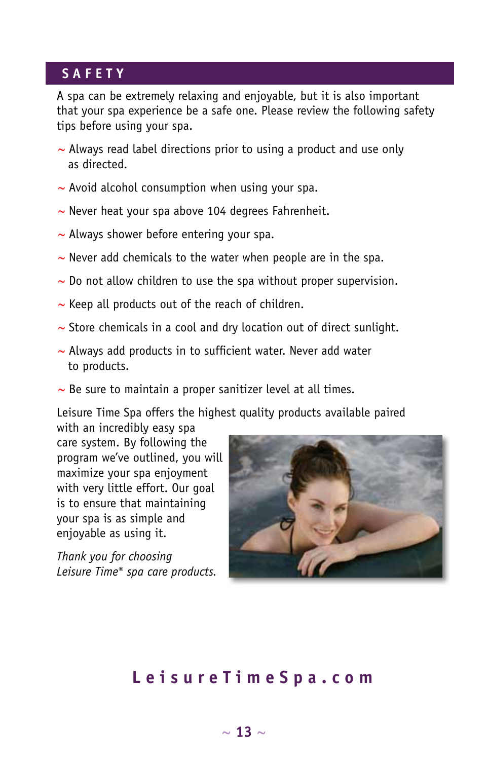## SAFETY

A spa can be extremely relaxing and enjoyable, but it is also important that your spa experience be a safe one. Please review the following safety tips before using your spa.

- Always read label directions prior to using a product and use only as directed.
- Avoid alcohol consumption when using your spa.
- Never heat your spa above 104 degrees Fahrenheit.
- Always shower before entering your spa.
- Never add chemicals to the water when people are in the spa.
- Do not allow children to use the spa without proper supervision.
- Keep all products out of the reach of children.
- Store chemicals in a cool and dry location out of direct sunlight.
- Always add products in to sufficient water. Never add water to products.
- Be sure to maintain a proper sanitizer level at all times.

Leisure Time Spa offers the highest quality products available paired with an incredibly easy spa care system. By following the program we've outlined, you will maximize your spa enjoyment with very little effort. Our goal is to ensure that maintaining your spa is as simple and enjoyable as using it.

*Thank you for choosing Leisure Time® spa care products.*

**LeisureTimeSpa.com**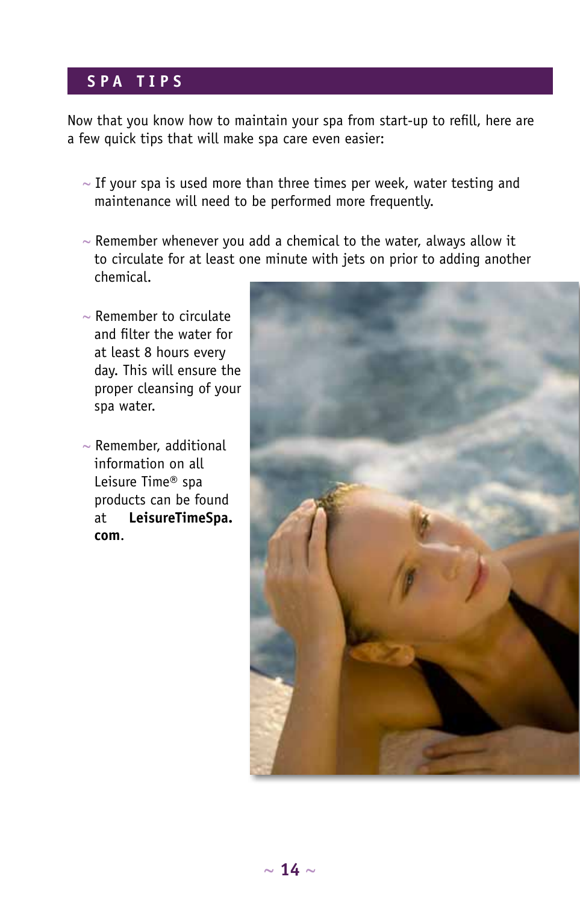## SPA TIPS

Now that you know how to maintain your spa from start-up to refill, here are a few quick tips that will make spa care even easier:

- If your spa is used more than three times per week, water testing and maintenance will need to be performed more frequently.
- Remember whenever you add a chemical to the water, always allow it to circulate for at least one minute with jets on prior to adding another chemical.
- Remember to circulate and filter the water for at least 8 hours every day. This will ensure the proper cleansing of your spa water.
- Remember, additional information on all Leisure Time® spa products can be found at **LeisureTimeSpa.com**.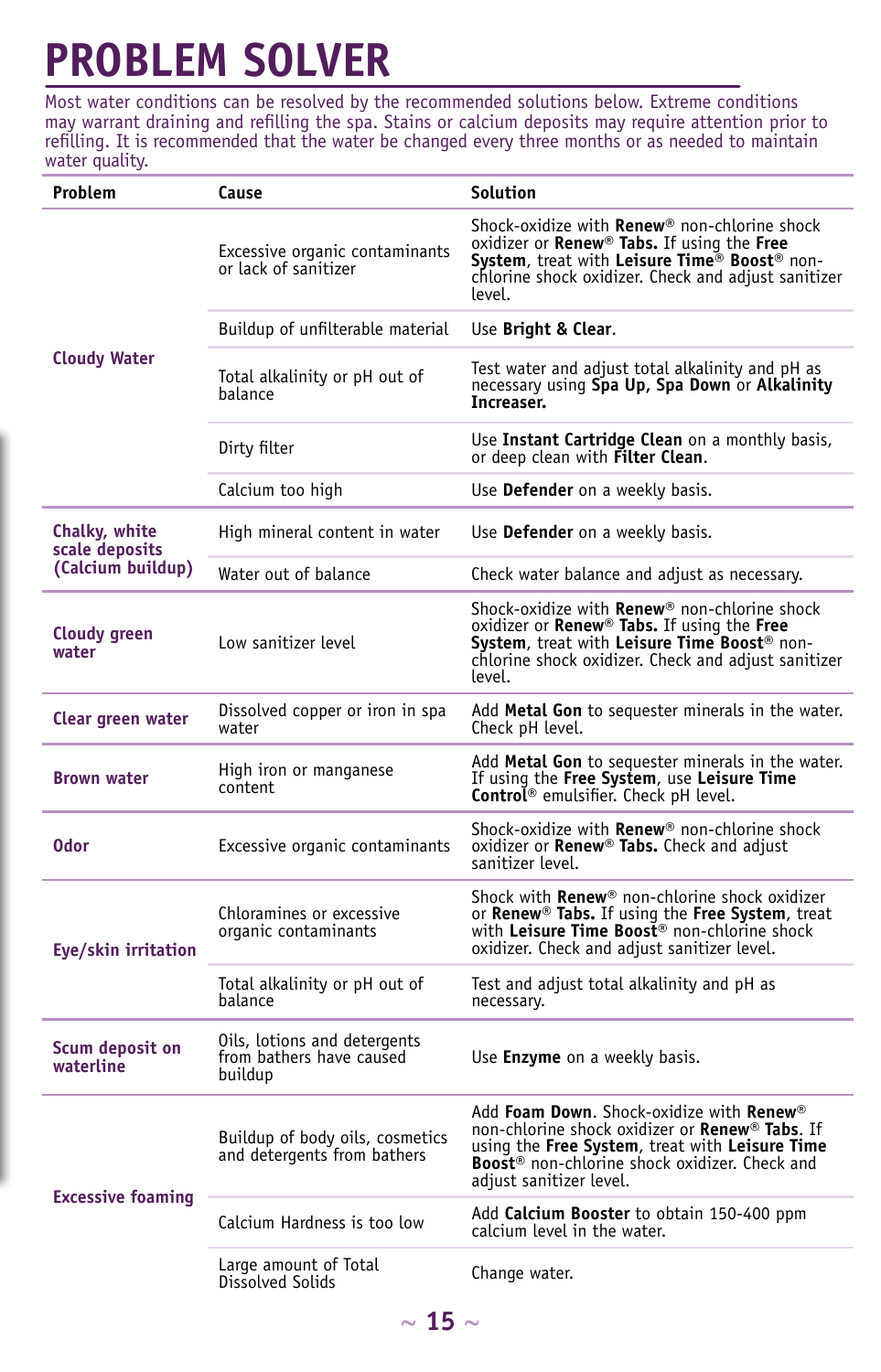# PROBLEM SOLVER

Most water conditions can be resolved by the recommended solutions below. Extreme conditions may warrant draining and refilling the spa. Stains or calcium deposits may require attention prior to refilling. It is recommended that the water be changed every three months or as needed to maintain water quality.

| Problem | Cause | Solution |
|---|---|---|
| **Cloudy Water** | Excessive organic contaminants or lack of sanitizer | Shock-oxidize with **Renew**® non-chlorine shock oxidizer or **Renew**® **Tabs.** If using the **Free System**, treat with **Leisure Time**® **Boost**® non-chlorine shock oxidizer. Check and adjust sanitizer level. |
| | Buildup of unfilterable material | Use **Bright & Clear**. |
| | Total alkalinity or pH out of balance | Test water and adjust total alkalinity and pH as necessary using **Spa Up, Spa Down** or **Alkalinity Increaser.** |
| | Dirty filter | Use **Instant Cartridge Clean** on a monthly basis, or deep clean with **Filter Clean**. |
| | Calcium too high | Use **Defender** on a weekly basis. |
| **Chalky, white scale deposits (Calcium buildup)** | High mineral content in water | Use **Defender** on a weekly basis. |
| | Water out of balance | Check water balance and adjust as necessary. |
| **Cloudy green water** | Low sanitizer level | Shock-oxidize with **Renew**® non-chlorine shock oxidizer or **Renew**® **Tabs.** If using the **Free System**, treat with **Leisure Time Boost**® non-chlorine shock oxidizer. Check and adjust sanitizer level. |
| **Clear green water** | Dissolved copper or iron in spa water | Add **Metal Gon** to sequester minerals in the water. Check pH level. |
| **Brown water** | High iron or manganese content | Add **Metal Gon** to sequester minerals in the water. If using the **Free System**, use **Leisure Time Control**® emulsifier. Check pH level. |
| **Odor** | Excessive organic contaminants | Shock-oxidize with **Renew**® non-chlorine shock oxidizer or **Renew**® **Tabs.** Check and adjust sanitizer level. |
| **Eye/skin irritation** | Chloramines or excessive organic contaminants | Shock with **Renew**® non-chlorine shock oxidizer or **Renew**® **Tabs.** If using the **Free System**, treat with **Leisure Time Boost**® non-chlorine shock oxidizer. Check and adjust sanitizer level. |
| | Total alkalinity or pH out of balance | Test and adjust total alkalinity and pH as necessary. |
| **Scum deposit on waterline** | Oils, lotions and detergents from bathers have caused buildup | Use **Enzyme** on a weekly basis. |
| **Excessive foaming** | Buildup of body oils, cosmetics and detergents from bathers | Add **Foam Down**. Shock-oxidize with **Renew**® non-chlorine shock oxidizer or **Renew**® **Tabs**. If using the **Free System**, treat with **Leisure Time Boost**® non-chlorine shock oxidizer. Check and adjust sanitizer level. |
| | Calcium Hardness is too low | Add **Calcium Booster** to obtain 150-400 ppm calcium level in the water. |
| | Large amount of Total Dissolved Solids | Change water. |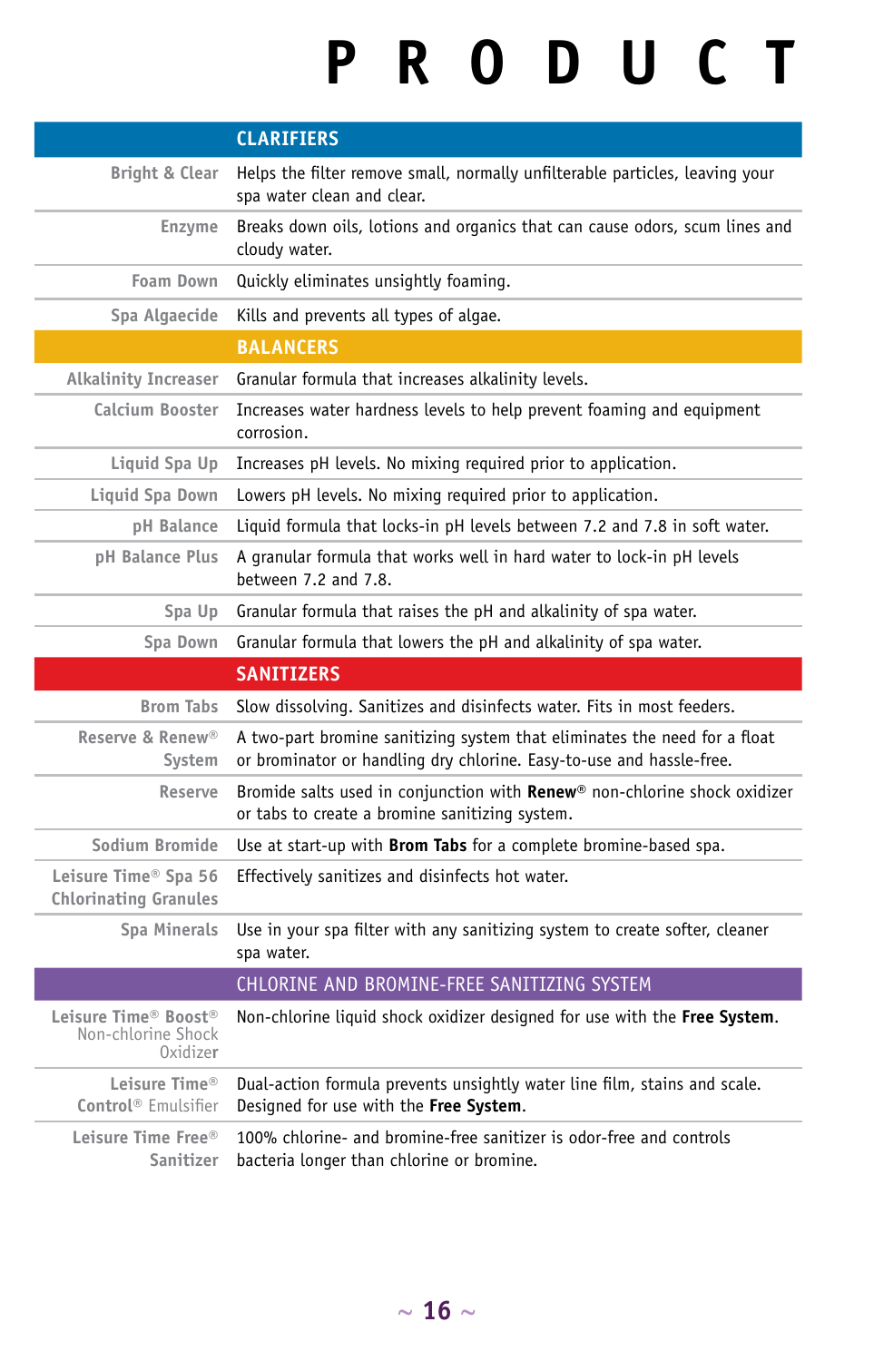# PRODUCT

| | CLARIFIERS |
|---|---|
| Bright & Clear | Helps the filter remove small, normally unfilterable particles, leaving your spa water clean and clear. |
| Enzyme | Breaks down oils, lotions and organics that can cause odors, scum lines and cloudy water. |
| Foam Down | Quickly eliminates unsightly foaming. |
| Spa Algaecide | Kills and prevents all types of algae. |
| | **BALANCERS** |
| Alkalinity Increaser | Granular formula that increases alkalinity levels. |
| Calcium Booster | Increases water hardness levels to help prevent foaming and equipment corrosion. |
| Liquid Spa Up | Increases pH levels. No mixing required prior to application. |
| Liquid Spa Down | Lowers pH levels. No mixing required prior to application. |
| pH Balance | Liquid formula that locks-in pH levels between 7.2 and 7.8 in soft water. |
| pH Balance Plus | A granular formula that works well in hard water to lock-in pH levels between 7.2 and 7.8. |
| Spa Up | Granular formula that raises the pH and alkalinity of spa water. |
| Spa Down | Granular formula that lowers the pH and alkalinity of spa water. |
| | **SANITIZERS** |
| Brom Tabs | Slow dissolving. Sanitizes and disinfects water. Fits in most feeders. |
| Reserve & Renew® System | A two-part bromine sanitizing system that eliminates the need for a float or brominator or handling dry chlorine. Easy-to-use and hassle-free. |
| Reserve | Bromide salts used in conjunction with **Renew®** non-chlorine shock oxidizer or tabs to create a bromine sanitizing system. |
| Sodium Bromide | Use at start-up with **Brom Tabs** for a complete bromine-based spa. |
| Leisure Time® Spa 56 Chlorinating Granules | Effectively sanitizes and disinfects hot water. |
| Spa Minerals | Use in your spa filter with any sanitizing system to create softer, cleaner spa water. |
| | **CHLORINE AND BROMINE-FREE SANITIZING SYSTEM** |
| Leisure Time® Boost® Non-chlorine Shock Oxidizer | Non-chlorine liquid shock oxidizer designed for use with the **Free System**. |
| Leisure Time® Control® Emulsifier | Dual-action formula prevents unsightly water line film, stains and scale. Designed for use with the **Free System**. |
| Leisure Time Free® Sanitizer | 100% chlorine- and bromine-free sanitizer is odor-free and controls bacteria longer than chlorine or bromine. |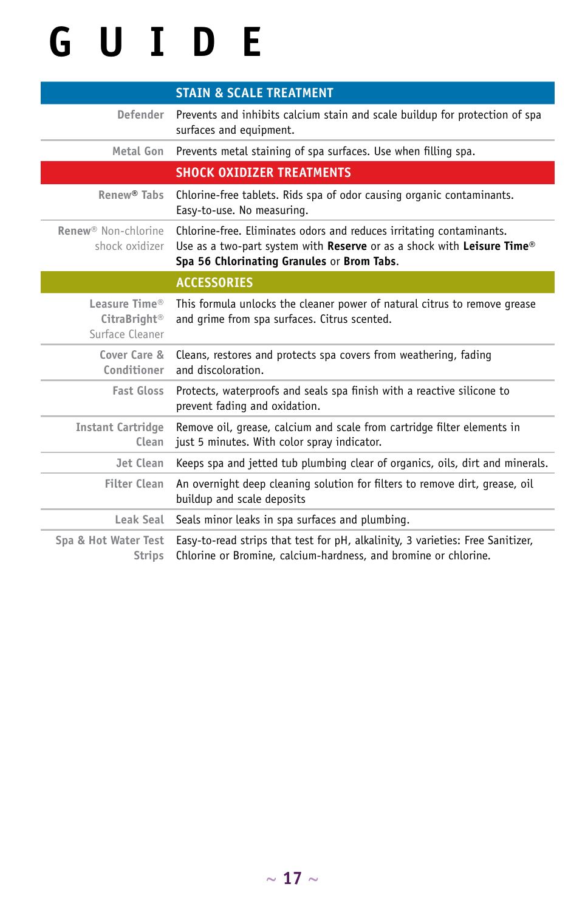# G U I D E

| | STAIN & SCALE TREATMENT |
|---|---|
| Defender | Prevents and inhibits calcium stain and scale buildup for protection of spa surfaces and equipment. |
| Metal Gon | Prevents metal staining of spa surfaces. Use when filling spa. |
| | **SHOCK OXIDIZER TREATMENTS** |
| Renew® Tabs | Chlorine-free tablets. Rids spa of odor causing organic contaminants. Easy-to-use. No measuring. |
| Renew® Non-chlorine shock oxidizer | Chlorine-free. Eliminates odors and reduces irritating contaminants. Use as a two-part system with **Reserve** or as a shock with **Leisure Time® Spa 56 Chlorinating Granules** or **Brom Tabs**. |
| | **ACCESSORIES** |
| Leasure Time® CitraBright® Surface Cleaner | This formula unlocks the cleaner power of natural citrus to remove grease and grime from spa surfaces. Citrus scented. |
| Cover Care & Conditioner | Cleans, restores and protects spa covers from weathering, fading and discoloration. |
| Fast Gloss | Protects, waterproofs and seals spa finish with a reactive silicone to prevent fading and oxidation. |
| Instant Cartridge Clean | Remove oil, grease, calcium and scale from cartridge filter elements in just 5 minutes. With color spray indicator. |
| Jet Clean | Keeps spa and jetted tub plumbing clear of organics, oils, dirt and minerals. |
| Filter Clean | An overnight deep cleaning solution for filters to remove dirt, grease, oil buildup and scale deposits |
| Leak Seal | Seals minor leaks in spa surfaces and plumbing. |
| Spa & Hot Water Test Strips | Easy-to-read strips that test for pH, alkalinity, 3 varieties: Free Sanitizer, Chlorine or Bromine, calcium-hardness, and bromine or chlorine. |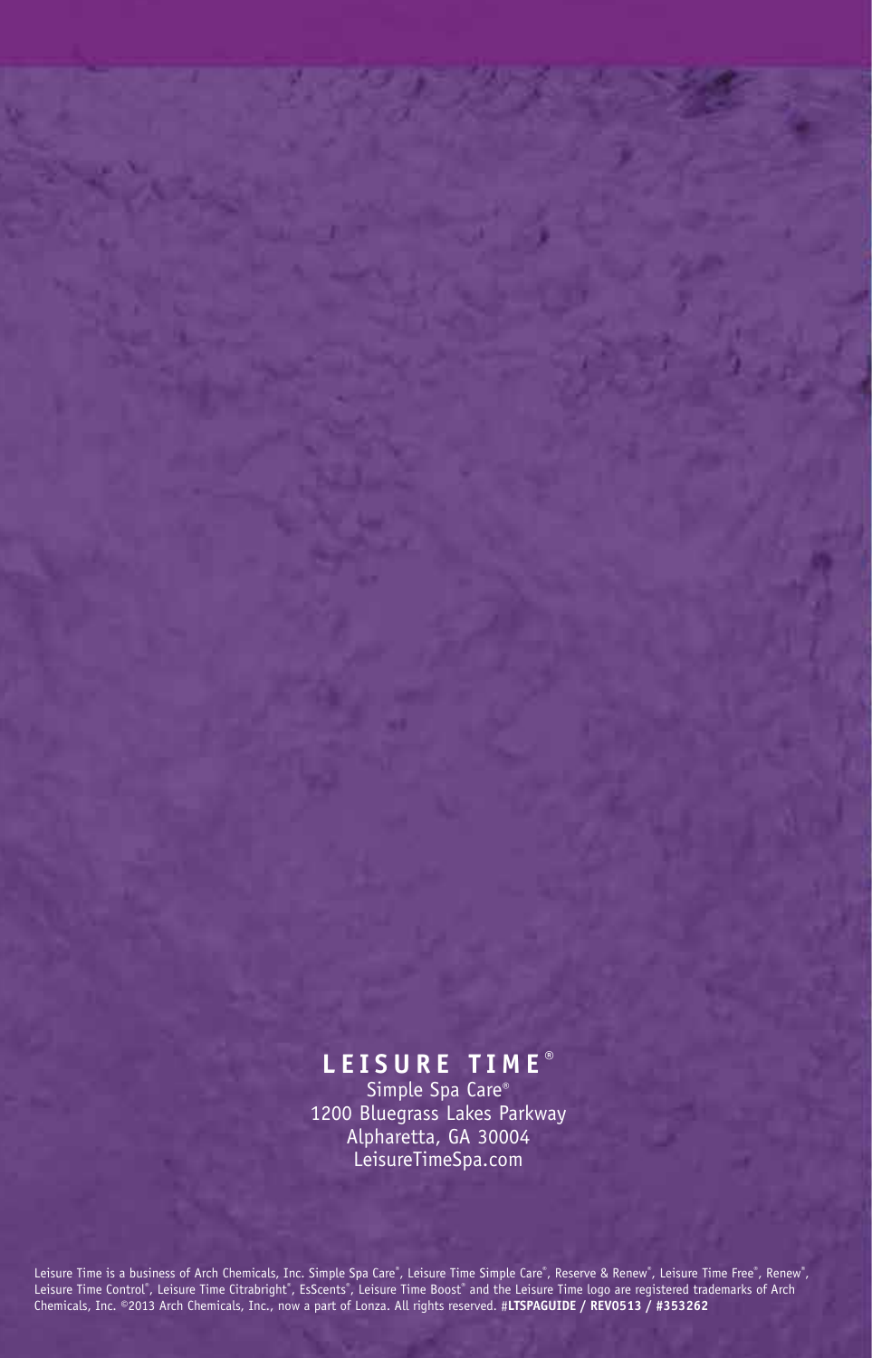**LEISURE TIME®**

Simple Spa Care®
1200 Bluegrass Lakes Parkway
Alpharetta, GA 30004
LeisureTimeSpa.com

Leisure Time is a business of Arch Chemicals, Inc. Simple Spa Care®, Leisure Time Simple Care®, Reserve & Renew®, Leisure Time Free®, Renew®, Leisure Time Control®, Leisure Time Citrabright®, EsScents®, Leisure Time Boost® and the Leisure Time logo are registered trademarks of Arch Chemicals, Inc. ©2013 Arch Chemicals, Inc., now a part of Lonza. All rights reserved. #**LTSPAGUIDE / REV0513 / #353262**